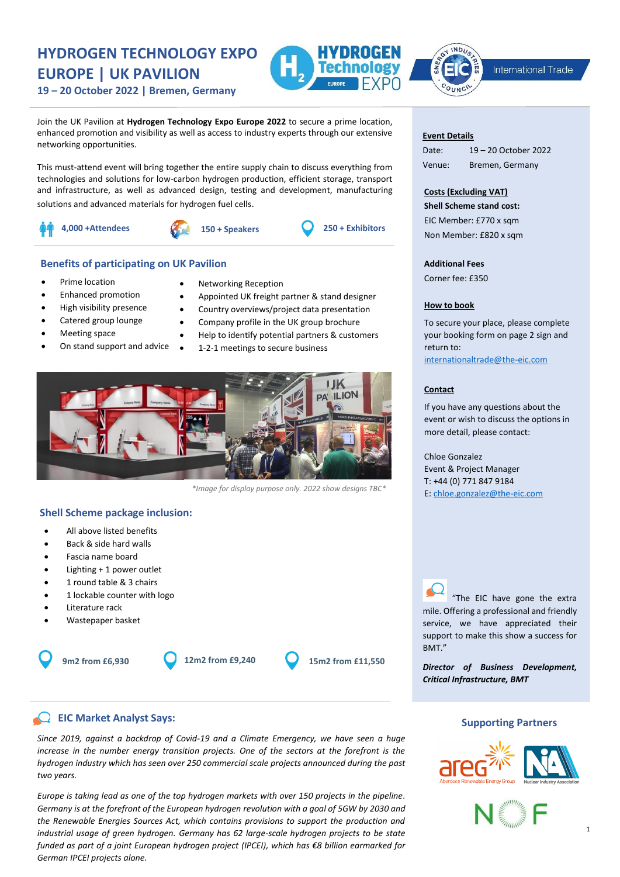# HYDROGEN TECHNOLOGY EXPO EUROPE | UK PAVILION

**19 – 20 October 2022 | Bremen, Germany**

Join the UK Pavilion at **Hydrogen Technology Expo Europe 2022** to secure a prime location, enhanced promotion and visibility as well as access to industry experts through our extensive networking opportunities.

This must-attend event will bring together the entire supply chain to discuss everything from technologies and solutions for low-carbon hydrogen production, efficient storage, transport and infrastructure, as well as advanced design, testing and development, manufacturing solutions and advanced materials for hydrogen fuel cells.

**4,000 +Attendees** | **150 + Speakers** | **250 + Exhibitors**

## Benefits of participating on UK Pavilion

- Prime location
- Enhanced promotion
- High visibility presence
- Catered group lounge
- Meeting space
- On stand support and advice
- Networking Reception
- Appointed UK freight partner & stand designer
- Country overviews/project data presentation
- Company profile in the UK group brochure
- Help to identify potential partners & customers
- 1-2-1 meetings to secure business

*Image for display purpose only. 2022 show designs TBC*

## Shell Scheme package inclusion:

- All above listed benefits
- Back & side hard walls
- Fascia name board
- Lighting + 1 power outlet
- 1 round table & 3 chairs
- 1 lockable counter with logo
- Literature rack
- Wastepaper basket

**9m2 from £6,930** | **12m2 from £9,240** | **15m2 from £11,550**

## EIC Market Analyst Says:

*Since 2019, against a backdrop of Covid-19 and a Climate Emergency, we have seen a huge increase in the number energy transition projects. One of the sectors at the forefront is the hydrogen industry which has seen over 250 commercial scale projects announced during the past two years.*

*Europe is taking lead as one of the top hydrogen markets with over 150 projects in the pipeline. Germany is at the forefront of the European hydrogen revolution with a goal of 5GW by 2030 and the Renewable Energies Sources Act, which contains provisions to support the production and industrial usage of green hydrogen. Germany has 62 large-scale hydrogen projects to be state funded as part of a joint European hydrogen project (IPCEI), which has €8 billion earmarked for German IPCEI projects alone.*

**Event Details**

Date: 19 – 20 October 2022
Venue: Bremen, Germany

**Costs (Excluding VAT)**

**Shell Scheme stand cost:**
EIC Member: £770 x sqm
Non Member: £820 x sqm

**Additional Fees**

Corner fee: £350

**How to book**

To secure your place, please complete your booking form on page 2 sign and return to: internationaltrade@the-eic.com

**Contact**

If you have any questions about the event or wish to discuss the options in more detail, please contact:

Chloe Gonzalez
Event & Project Manager
T: +44 (0) 771 847 9184
E: chloe.gonzalez@the-eic.com

"The EIC have gone the extra mile. Offering a professional and friendly service, we have appreciated their support to make this show a success for BMT."

***Director of Business Development, Critical Infrastructure, BMT***

**Supporting Partners**

areg – Aberdeen Renewable Energy Group; NIA – Nuclear Industry Association; NOF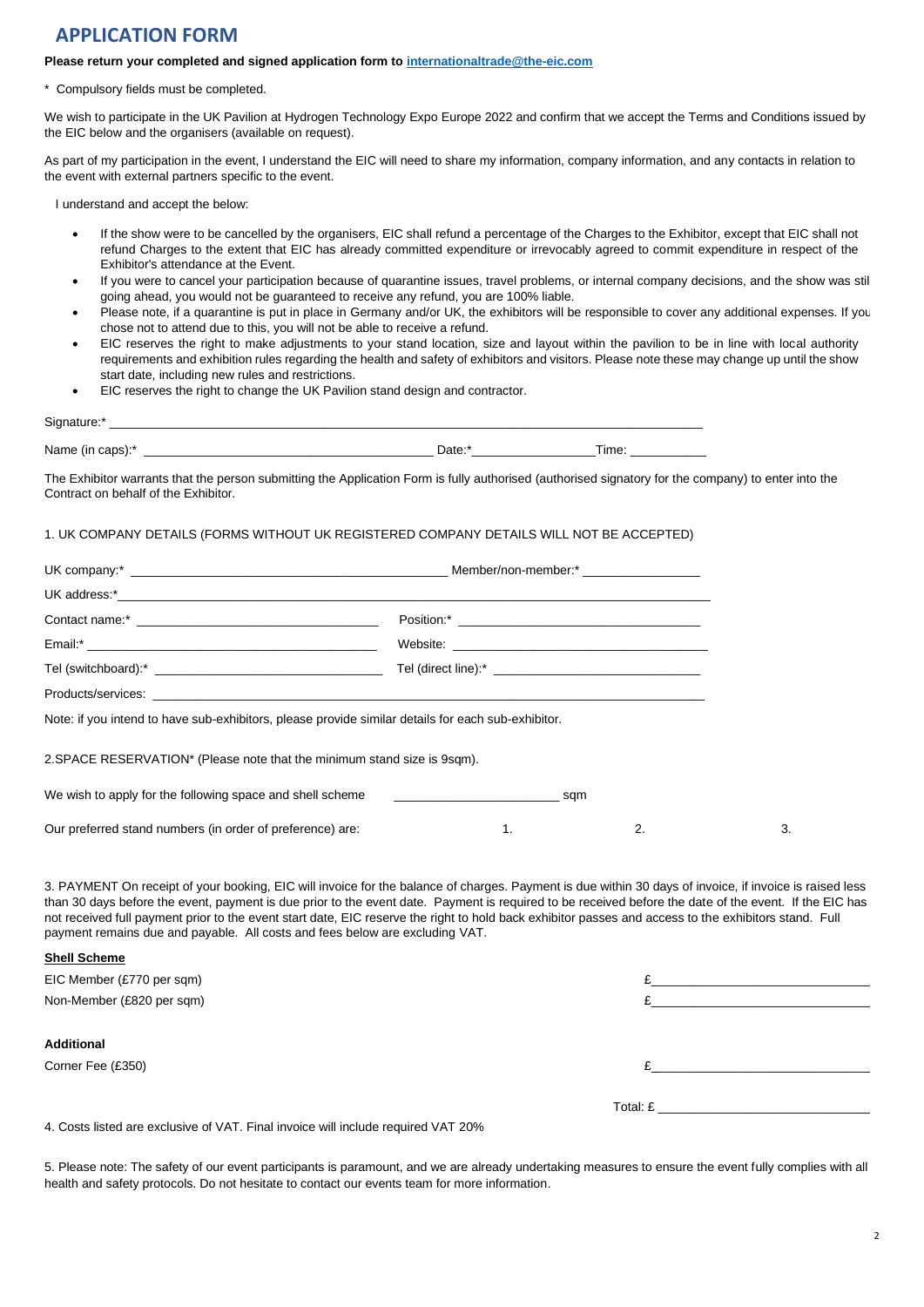# APPLICATION FORM

**Please return your completed and signed application form to [internationaltrade@the-eic.com](mailto:internationaltrade@the-eic.com)**

\* Compulsory fields must be completed.

We wish to participate in the UK Pavilion at Hydrogen Technology Expo Europe 2022 and confirm that we accept the Terms and Conditions issued by the EIC below and the organisers (available on request).

As part of my participation in the event, I understand the EIC will need to share my information, company information, and any contacts in relation to the event with external partners specific to the event.

I understand and accept the below:

- If the show were to be cancelled by the organisers, EIC shall refund a percentage of the Charges to the Exhibitor, except that EIC shall not refund Charges to the extent that EIC has already committed expenditure or irrevocably agreed to commit expenditure in respect of the Exhibitor's attendance at the Event.
- If you were to cancel your participation because of quarantine issues, travel problems, or internal company decisions, and the show was stil going ahead, you would not be guaranteed to receive any refund, you are 100% liable.
- Please note, if a quarantine is put in place in Germany and/or UK, the exhibitors will be responsible to cover any additional expenses. If you chose not to attend due to this, you will not be able to receive a refund.
- EIC reserves the right to make adjustments to your stand location, size and layout within the pavilion to be in line with local authority requirements and exhibition rules regarding the health and safety of exhibitors and visitors. Please note these may change up until the show start date, including new rules and restrictions.
- EIC reserves the right to change the UK Pavilion stand design and contractor.

Signature:* ____________________

Name (in caps):* ____________________ Date:* ____________ Time: __________

The Exhibitor warrants that the person submitting the Application Form is fully authorised (authorised signatory for the company) to enter into the Contract on behalf of the Exhibitor.

1. UK COMPANY DETAILS (FORMS WITHOUT UK REGISTERED COMPANY DETAILS WILL NOT BE ACCEPTED)

UK company:* ____________________ Member/non-member:* ____________

UK address:* ____________________

Contact name:* ____________________ Position:* ____________________

Email:* ____________________ Website: ____________________

Tel (switchboard):* ____________________ Tel (direct line):* ____________________

Products/services: ____________________

Note: if you intend to have sub-exhibitors, please provide similar details for each sub-exhibitor.

2.SPACE RESERVATION* (Please note that the minimum stand size is 9sqm).

We wish to apply for the following space and shell scheme ____________ sqm

Our preferred stand numbers (in order of preference) are: 1. 2. 3.

3. PAYMENT On receipt of your booking, EIC will invoice for the balance of charges. Payment is due within 30 days of invoice, if invoice is raised less than 30 days before the event, payment is due prior to the event date. Payment is required to be received before the date of the event. If the EIC has not received full payment prior to the event start date, EIC reserve the right to hold back exhibitor passes and access to the exhibitors stand. Full payment remains due and payable. All costs and fees below are excluding VAT.

**Shell Scheme**

EIC Member (£770 per sqm) £____________

Non-Member (£820 per sqm) £____________

**Additional**

Corner Fee (£350) £____________

Total: £____________

4. Costs listed are exclusive of VAT. Final invoice will include required VAT 20%

5. Please note: The safety of our event participants is paramount, and we are already undertaking measures to ensure the event fully complies with all health and safety protocols. Do not hesitate to contact our events team for more information.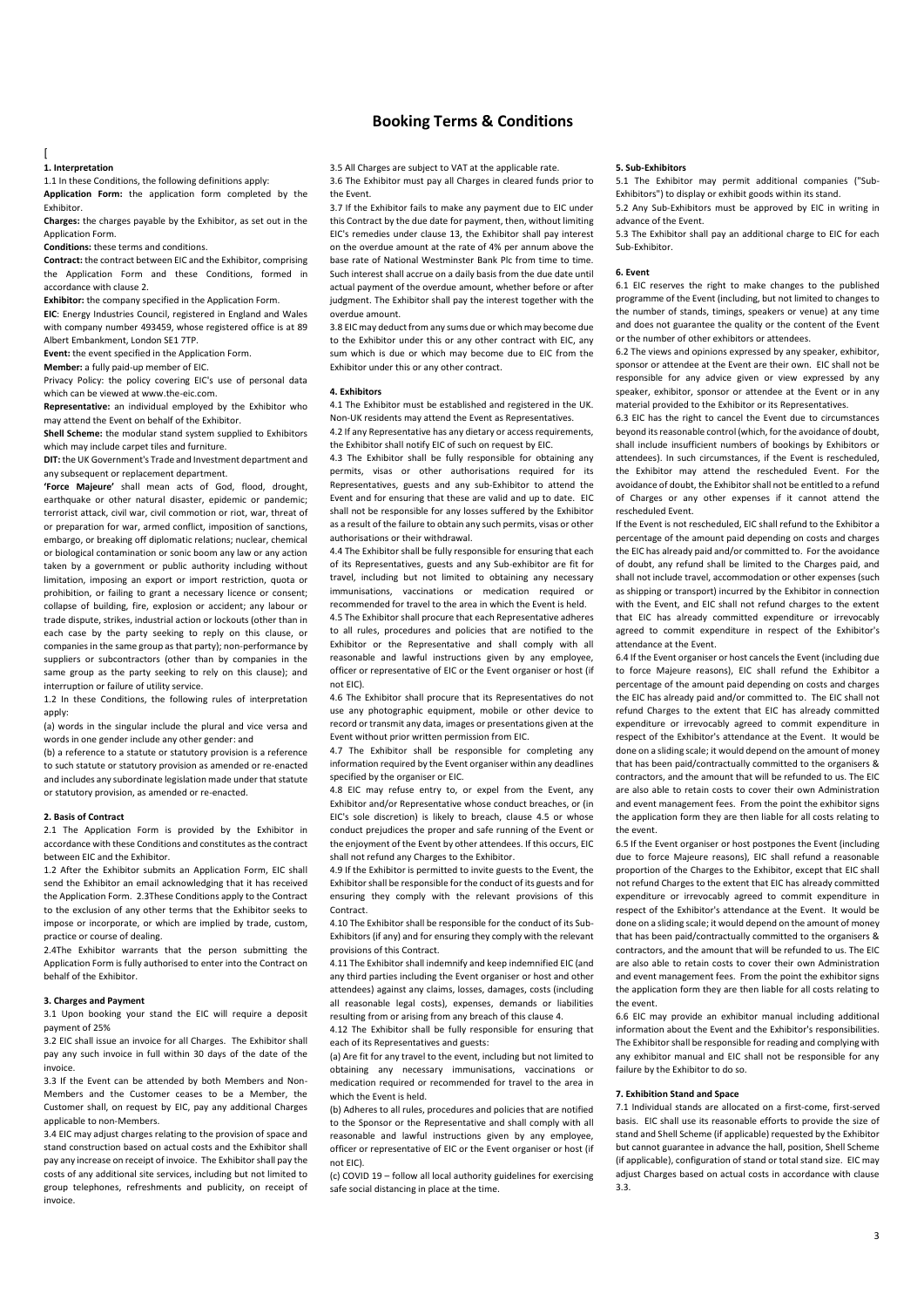# Booking Terms & Conditions

[

## 1. Interpretation

1.1 In these Conditions, the following definitions apply:

**Application Form:** the application form completed by the Exhibitor.

**Charges:** the charges payable by the Exhibitor, as set out in the Application Form.

**Conditions:** these terms and conditions.

**Contract:** the contract between EIC and the Exhibitor, comprising the Application Form and these Conditions, formed in accordance with clause 2.

**Exhibitor:** the company specified in the Application Form.

**EIC**: Energy Industries Council, registered in England and Wales with company number 493459, whose registered office is at 89 Albert Embankment, London SE1 7TP.

**Event:** the event specified in the Application Form.

**Member:** a fully paid-up member of EIC.

Privacy Policy: the policy covering EIC's use of personal data which can be viewed at www.the-eic.com.

**Representative:** an individual employed by the Exhibitor who may attend the Event on behalf of the Exhibitor.

**Shell Scheme:** the modular stand system supplied to Exhibitors which may include carpet tiles and furniture.

**DIT:** the UK Government's Trade and Investment department and any subsequent or replacement department.

**'Force Majeure'** shall mean acts of God, flood, drought, earthquake or other natural disaster, epidemic or pandemic; terrorist attack, civil war, civil commotion or riot, war, threat of or preparation for war, armed conflict, imposition of sanctions, embargo, or breaking off diplomatic relations; nuclear, chemical or biological contamination or sonic boom any law or any action taken by a government or public authority including without limitation, imposing an export or import restriction, quota or prohibition, or failing to grant a necessary licence or consent; collapse of building, fire, explosion or accident; any labour or trade dispute, strikes, industrial action or lockouts (other than in each case by the party seeking to reply on this clause, or companies in the same group as that party); non-performance by suppliers or subcontractors (other than by companies in the same group as the party seeking to rely on this clause); and interruption or failure of utility service.

1.2 In these Conditions, the following rules of interpretation apply:

(a) words in the singular include the plural and vice versa and words in one gender include any other gender: and

(b) a reference to a statute or statutory provision is a reference to such statute or statutory provision as amended or re-enacted and includes any subordinate legislation made under that statute or statutory provision, as amended or re-enacted.

## 2. Basis of Contract

2.1 The Application Form is provided by the Exhibitor in accordance with these Conditions and constitutes as the contract between EIC and the Exhibitor.

1.2 After the Exhibitor submits an Application Form, EIC shall send the Exhibitor an email acknowledging that it has received the Application Form. 2.3These Conditions apply to the Contract to the exclusion of any other terms that the Exhibitor seeks to impose or incorporate, or which are implied by trade, custom, practice or course of dealing.

2.4The Exhibitor warrants that the person submitting the Application Form is fully authorised to enter into the Contract on behalf of the Exhibitor.

## 3. Charges and Payment

3.1 Upon booking your stand the EIC will require a deposit payment of 25%

3.2 EIC shall issue an invoice for all Charges. The Exhibitor shall pay any such invoice in full within 30 days of the date of the invoice.

3.3 If the Event can be attended by both Members and Non-Members and the Customer ceases to be a Member, the Customer shall, on request by EIC, pay any additional Charges applicable to non-Members.

3.4 EIC may adjust charges relating to the provision of space and stand construction based on actual costs and the Exhibitor shall pay any increase on receipt of invoice. The Exhibitor shall pay the costs of any additional site services, including but not limited to group telephones, refreshments and publicity, on receipt of invoice.

3.5 All Charges are subject to VAT at the applicable rate.

3.6 The Exhibitor must pay all Charges in cleared funds prior to the Event.

3.7 If the Exhibitor fails to make any payment due to EIC under this Contract by the due date for payment, then, without limiting EIC's remedies under clause 13, the Exhibitor shall pay interest on the overdue amount at the rate of 4% per annum above the base rate of National Westminster Bank Plc from time to time. Such interest shall accrue on a daily basis from the due date until actual payment of the overdue amount, whether before or after judgment. The Exhibitor shall pay the interest together with the overdue amount.

3.8 EIC may deduct from any sums due or which may become due to the Exhibitor under this or any other contract with EIC, any sum which is due or which may become due to EIC from the Exhibitor under this or any other contract.

## 4. Exhibitors

4.1 The Exhibitor must be established and registered in the UK. Non-UK residents may attend the Event as Representatives.

4.2 If any Representative has any dietary or access requirements, the Exhibitor shall notify EIC of such on request by EIC.

4.3 The Exhibitor shall be fully responsible for obtaining any permits, visas or other authorisations required for its Representatives, guests and any sub-Exhibitor to attend the Event and for ensuring that these are valid and up to date. EIC shall not be responsible for any losses suffered by the Exhibitor as a result of the failure to obtain any such permits, visas or other authorisations or their withdrawal.

4.4 The Exhibitor shall be fully responsible for ensuring that each of its Representatives, guests and any Sub-exhibitor are fit for travel, including but not limited to obtaining any necessary immunisations, vaccinations or medication required or recommended for travel to the area in which the Event is held.

4.5 The Exhibitor shall procure that each Representative adheres to all rules, procedures and policies that are notified to the Exhibitor or the Representative and shall comply with all reasonable and lawful instructions given by any employee, officer or representative of EIC or the Event organiser or host (if not EIC).

4.6 The Exhibitor shall procure that its Representatives do not use any photographic equipment, mobile or other device to record or transmit any data, images or presentations given at the Event without prior written permission from EIC.

4.7 The Exhibitor shall be responsible for completing any information required by the Event organiser within any deadlines specified by the organiser or EIC.

4.8 EIC may refuse entry to, or expel from the Event, any Exhibitor and/or Representative whose conduct breaches, or (in EIC's sole discretion) is likely to breach, clause 4.5 or whose conduct prejudices the proper and safe running of the Event or the enjoyment of the Event by other attendees. If this occurs, EIC shall not refund any Charges to the Exhibitor.

4.9 If the Exhibitor is permitted to invite guests to the Event, the Exhibitor shall be responsible for the conduct of its guests and for ensuring they comply with the relevant provisions of this Contract.

4.10 The Exhibitor shall be responsible for the conduct of its Sub-Exhibitors (if any) and for ensuring they comply with the relevant provisions of this Contract.

4.11 The Exhibitor shall indemnify and keep indemnified EIC (and any third parties including the Event organiser or host and other attendees) against any claims, losses, damages, costs (including all reasonable legal costs), expenses, demands or liabilities resulting from or arising from any breach of this clause 4.

4.12 The Exhibitor shall be fully responsible for ensuring that each of its Representatives and guests:

(a) Are fit for any travel to the event, including but not limited to obtaining any necessary immunisations, vaccinations or medication required or recommended for travel to the area in which the Event is held.

(b) Adheres to all rules, procedures and policies that are notified to the Sponsor or the Representative and shall comply with all reasonable and lawful instructions given by any employee, officer or representative of EIC or the Event organiser or host (if not EIC).

(c) COVID 19 – follow all local authority guidelines for exercising safe social distancing in place at the time.

## 5. Sub-Exhibitors

5.1 The Exhibitor may permit additional companies ("Sub-Exhibitors") to display or exhibit goods within its stand.

5.2 Any Sub-Exhibitors must be approved by EIC in writing in advance of the Event.

5.3 The Exhibitor shall pay an additional charge to EIC for each Sub-Exhibitor.

## 6. Event

6.1 EIC reserves the right to make changes to the published programme of the Event (including, but not limited to changes to the number of stands, timings, speakers or venue) at any time and does not guarantee the quality or the content of the Event or the number of other exhibitors or attendees.

6.2 The views and opinions expressed by any speaker, exhibitor, sponsor or attendee at the Event are their own. EIC shall not be responsible for any advice given or view expressed by any speaker, exhibitor, sponsor or attendee at the Event or in any material provided to the Exhibitor or its Representatives.

6.3 EIC has the right to cancel the Event due to circumstances beyond its reasonable control (which, for the avoidance of doubt, shall include insufficient numbers of bookings by Exhibitors or attendees). In such circumstances, if the Event is rescheduled, the Exhibitor may attend the rescheduled Event. For the avoidance of doubt, the Exhibitor shall not be entitled to a refund of Charges or any other expenses if it cannot attend the rescheduled Event.

If the Event is not rescheduled, EIC shall refund to the Exhibitor a percentage of the amount paid depending on costs and charges the EIC has already paid and/or committed to. For the avoidance of doubt, any refund shall be limited to the Charges paid, and shall not include travel, accommodation or other expenses (such as shipping or transport) incurred by the Exhibitor in connection with the Event, and EIC shall not refund charges to the extent that EIC has already committed expenditure or irrevocably agreed to commit expenditure in respect of the Exhibitor's attendance at the Event.

6.4 If the Event organiser or host cancels the Event (including due to force Majeure reasons), EIC shall refund the Exhibitor a percentage of the amount paid depending on costs and charges the EIC has already paid and/or committed to. The EIC shall not refund Charges to the extent that EIC has already committed expenditure or irrevocably agreed to commit expenditure in respect of the Exhibitor's attendance at the Event. It would be done on a sliding scale; it would depend on the amount of money that has been paid/contractually committed to the organisers & contractors, and the amount that will be refunded to us. The EIC are also able to retain costs to cover their own Administration and event management fees. From the point the exhibitor signs the application form they are then liable for all costs relating to the event.

6.5 If the Event organiser or host postpones the Event (including due to force Majeure reasons), EIC shall refund a reasonable proportion of the Charges to the Exhibitor, except that EIC shall not refund Charges to the extent that EIC has already committed expenditure or irrevocably agreed to commit expenditure in respect of the Exhibitor's attendance at the Event. It would be done on a sliding scale; it would depend on the amount of money that has been paid/contractually committed to the organisers & contractors, and the amount that will be refunded to us. The EIC are also able to retain costs to cover their own Administration and event management fees. From the point the exhibitor signs the application form they are then liable for all costs relating to the event.

6.6 EIC may provide an exhibitor manual including additional information about the Event and the Exhibitor's responsibilities. The Exhibitor shall be responsible for reading and complying with any exhibitor manual and EIC shall not be responsible for any failure by the Exhibitor to do so.

## 7. Exhibition Stand and Space

7.1 Individual stands are allocated on a first-come, first-served basis. EIC shall use its reasonable efforts to provide the size of stand and Shell Scheme (if applicable) requested by the Exhibitor but cannot guarantee in advance the hall, position, Shell Scheme (if applicable), configuration of stand or total stand size. EIC may adjust Charges based on actual costs in accordance with clause 3.3.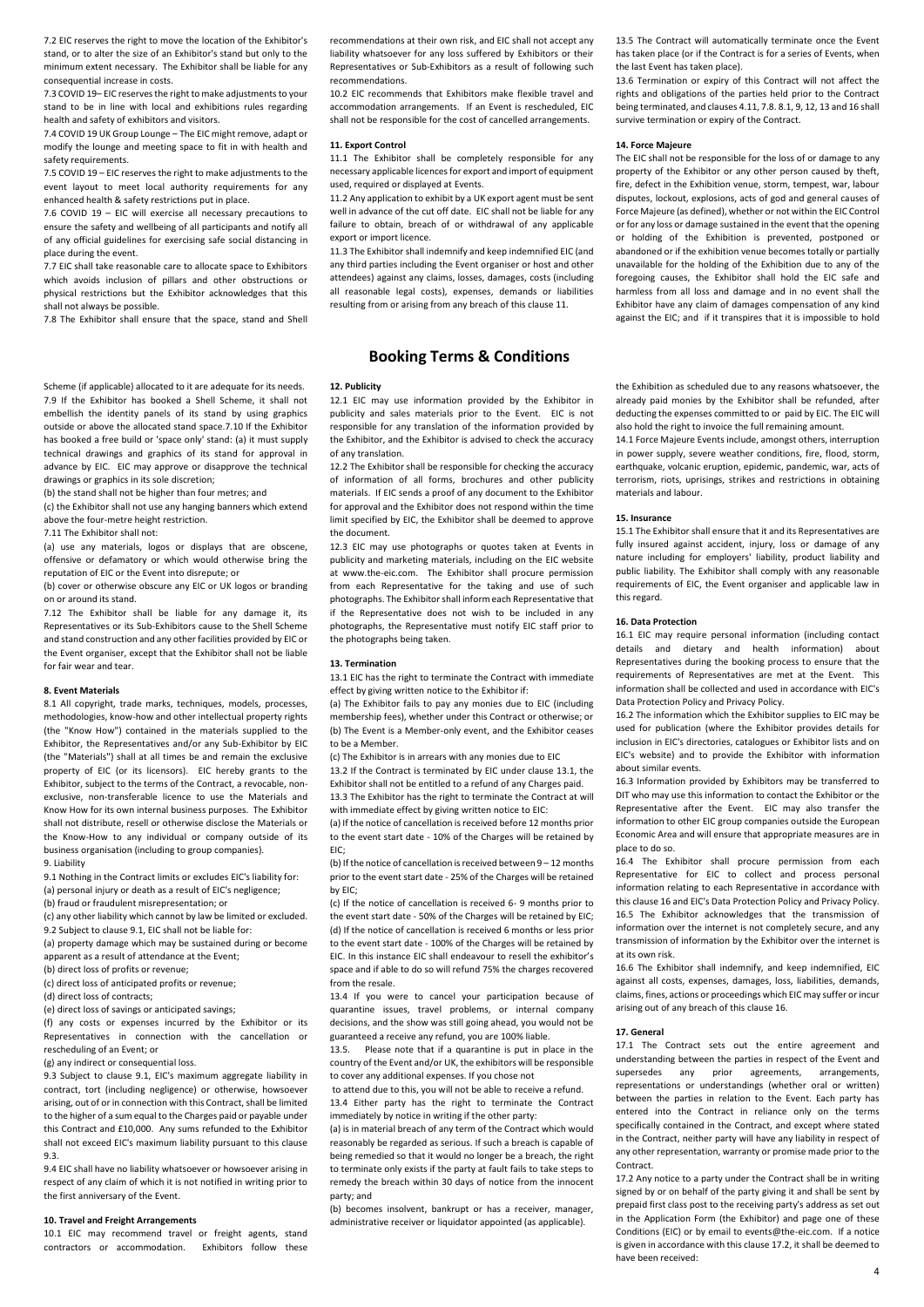7.2 EIC reserves the right to move the location of the Exhibitor's stand, or to alter the size of an Exhibitor's stand but only to the minimum extent necessary. The Exhibitor shall be liable for any consequential increase in costs.

7.3 COVID 19– EIC reserves the right to make adjustments to your stand to be in line with local and exhibitions rules regarding health and safety of exhibitors and visitors.

7.4 COVID 19 UK Group Lounge – The EIC might remove, adapt or modify the lounge and meeting space to fit in with health and safety requirements.

7.5 COVID 19 – EIC reserves the right to make adjustments to the event layout to meet local authority requirements for any enhanced health & safety restrictions put in place.

7.6 COVID 19 – EIC will exercise all necessary precautions to ensure the safety and wellbeing of all participants and notify all of any official guidelines for exercising safe social distancing in place during the event.

7.7 EIC shall take reasonable care to allocate space to Exhibitors which avoids inclusion of pillars and other obstructions or physical restrictions but the Exhibitor acknowledges that this shall not always be possible.

7.8 The Exhibitor shall ensure that the space, stand and Shell Scheme (if applicable) allocated to it are adequate for its needs.

7.9 If the Exhibitor has booked a Shell Scheme, it shall not embellish the identity panels of its stand by using graphics outside or above the allocated stand space.7.10 If the Exhibitor has booked a free build or 'space only' stand: (a) it must supply technical drawings and graphics of its stand for approval in advance by EIC. EIC may approve or disapprove the technical drawings or graphics in its sole discretion;

(b) the stand shall not be higher than four metres; and

(c) the Exhibitor shall not use any hanging banners which extend above the four-metre height restriction.

7.11 The Exhibitor shall not:

(a) use any materials, logos or displays that are obscene, offensive or defamatory or which would otherwise bring the reputation of EIC or the Event into disrepute; or

(b) cover or otherwise obscure any EIC or UK logos or branding on or around its stand.

7.12 The Exhibitor shall be liable for any damage it, its Representatives or its Sub-Exhibitors cause to the Shell Scheme and stand construction and any other facilities provided by EIC or the Event organiser, except that the Exhibitor shall not be liable for fair wear and tear.

**8. Event Materials**

8.1 All copyright, trade marks, techniques, models, processes, methodologies, know-how and other intellectual property rights (the "Know How") contained in the materials supplied to the Exhibitor, the Representatives and/or any Sub-Exhibitor by EIC (the "Materials") shall at all times be and remain the exclusive property of EIC (or its licensors). EIC hereby grants to the Exhibitor, subject to the terms of the Contract, a revocable, non-exclusive, non-transferable licence to use the Materials and Know How for its own internal business purposes. The Exhibitor shall not distribute, resell or otherwise disclose the Materials or the Know-How to any individual or company outside of its business organisation (including to group companies).

9. Liability

9.1 Nothing in the Contract limits or excludes EIC's liability for:

(a) personal injury or death as a result of EIC's negligence;

(b) fraud or fraudulent misrepresentation; or

(c) any other liability which cannot by law be limited or excluded.

9.2 Subject to clause 9.1, EIC shall not be liable for:

(a) property damage which may be sustained during or become apparent as a result of attendance at the Event;

(b) direct loss of profits or revenue;

(c) direct loss of anticipated profits or revenue;

(d) direct loss of contracts;

(e) direct loss of savings or anticipated savings;

(f) any costs or expenses incurred by the Exhibitor or its Representatives in connection with the cancellation or rescheduling of an Event; or

(g) any indirect or consequential loss.

9.3 Subject to clause 9.1, EIC's maximum aggregate liability in contract, tort (including negligence) or otherwise, howsoever arising, out of or in connection with this Contract, shall be limited to the higher of a sum equal to the Charges paid or payable under this Contract and £10,000. Any sums refunded to the Exhibitor shall not exceed EIC's maximum liability pursuant to this clause 9.3.

9.4 EIC shall have no liability whatsoever or howsoever arising in respect of any claim of which it is not notified in writing prior to the first anniversary of the Event.

**10. Travel and Freight Arrangements**

10.1 EIC may recommend travel or freight agents, stand contractors or accommodation. Exhibitors follow these recommendations at their own risk, and EIC shall not accept any liability whatsoever for any loss suffered by Exhibitors or their Representatives or Sub-Exhibitors as a result of following such recommendations.

10.2 EIC recommends that Exhibitors make flexible travel and accommodation arrangements. If an Event is rescheduled, EIC shall not be responsible for the cost of cancelled arrangements.

**11. Export Control**

11.1 The Exhibitor shall be completely responsible for any necessary applicable licences for export and import of equipment used, required or displayed at Events.

11.2 Any application to exhibit by a UK export agent must be sent well in advance of the cut off date. EIC shall not be liable for any failure to obtain, breach of or withdrawal of any applicable export or import licence.

11.3 The Exhibitor shall indemnify and keep indemnified EIC (and any third parties including the Event organiser or host and other attendees) against any claims, losses, damages, costs (including all reasonable legal costs), expenses, demands or liabilities resulting from or arising from any breach of this clause 11.

## Booking Terms & Conditions

**12. Publicity**

12.1 EIC may use information provided by the Exhibitor in publicity and sales materials prior to the Event. EIC is not responsible for any translation of the information provided by the Exhibitor, and the Exhibitor is advised to check the accuracy of any translation.

12.2 The Exhibitor shall be responsible for checking the accuracy of information of all forms, brochures and other publicity materials. If EIC sends a proof of any document to the Exhibitor for approval and the Exhibitor does not respond within the time limit specified by EIC, the Exhibitor shall be deemed to approve the document.

12.3 EIC may use photographs or quotes taken at Events in publicity and marketing materials, including on the EIC website at www.the-eic.com. The Exhibitor shall procure permission from each Representative for the taking and use of such photographs. The Exhibitor shall inform each Representative that if the Representative does not wish to be included in any photographs, the Representative must notify EIC staff prior to the photographs being taken.

**13. Termination**

13.1 EIC has the right to terminate the Contract with immediate effect by giving written notice to the Exhibitor if:

(a) The Exhibitor fails to pay any monies due to EIC (including membership fees), whether under this Contract or otherwise; or (b) The Event is a Member-only event, and the Exhibitor ceases to be a Member.

(c) The Exhibitor is in arrears with any monies due to EIC

13.2 If the Contract is terminated by EIC under clause 13.1, the Exhibitor shall not be entitled to a refund of any Charges paid.

13.3 The Exhibitor has the right to terminate the Contract at will with immediate effect by giving written notice to EIC:

(a) If the notice of cancellation is received before 12 months prior to the event start date - 10% of the Charges will be retained by EIC;

(b) If the notice of cancellation is received between 9 – 12 months prior to the event start date - 25% of the Charges will be retained by EIC;

(c) If the notice of cancellation is received 6- 9 months prior to the event start date - 50% of the Charges will be retained by EIC; (d) If the notice of cancellation is received 6 months or less prior to the event start date - 100% of the Charges will be retained by EIC. In this instance EIC shall endeavour to resell the exhibitor's space and if able to do so will refund 75% the charges recovered from the resale.

13.4 If you were to cancel your participation because of quarantine issues, travel problems, or internal company decisions, and the show was still going ahead, you would not be guaranteed a receive any refund, you are 100% liable.

13.5. Please note that if a quarantine is put in place in the country of the Event and/or UK, the exhibitors will be responsible to cover any additional expenses. If you chose not to attend due to this, you will not be able to receive a refund.

13.4 Either party has the right to terminate the Contract immediately by notice in writing if the other party:

(a) is in material breach of any term of the Contract which would reasonably be regarded as serious. If such a breach is capable of being remedied so that it would no longer be a breach, the right to terminate only exists if the party at fault fails to take steps to remedy the breach within 30 days of notice from the innocent party; and

(b) becomes insolvent, bankrupt or has a receiver, manager, administrative receiver or liquidator appointed (as applicable).

13.5 The Contract will automatically terminate once the Event has taken place (or if the Contract is for a series of Events, when the last Event has taken place).

13.6 Termination or expiry of this Contract will not affect the rights and obligations of the parties held prior to the Contract being terminated, and clauses 4.11, 7.8. 8.1, 9, 12, 13 and 16 shall survive termination or expiry of the Contract.

**14. Force Majeure**

The EIC shall not be responsible for the loss of or damage to any property of the Exhibitor or any other person caused by theft, fire, defect in the Exhibition venue, storm, tempest, war, labour disputes, lockout, explosions, acts of god and general causes of Force Majeure (as defined), whether or not within the EIC Control or for any loss or damage sustained in the event that the opening or holding of the Exhibition is prevented, postponed or abandoned or if the exhibition venue becomes totally or partially unavailable for the holding of the Exhibition due to any of the foregoing causes, the Exhibitor shall hold the EIC safe and harmless from all loss and damage and in no event shall the Exhibitor have any claim of damages compensation of any kind against the EIC; and if it transpires that it is impossible to hold the Exhibition as scheduled due to any reasons whatsoever, the already paid monies by the Exhibitor shall be refunded, after deducting the expenses committed to or paid by EIC. The EIC will also hold the right to invoice the full remaining amount.

14.1 Force Majeure Events include, amongst others, interruption in power supply, severe weather conditions, fire, flood, storm, earthquake, volcanic eruption, epidemic, pandemic, war, acts of terrorism, riots, uprisings, strikes and restrictions in obtaining materials and labour.

**15. Insurance**

15.1 The Exhibitor shall ensure that it and its Representatives are fully insured against accident, injury, loss or damage of any nature including for employers' liability, product liability and public liability. The Exhibitor shall comply with any reasonable requirements of EIC, the Event organiser and applicable law in this regard.

**16. Data Protection**

16.1 EIC may require personal information (including contact details and dietary and health information) about Representatives during the booking process to ensure that the requirements of Representatives are met at the Event. This information shall be collected and used in accordance with EIC's Data Protection Policy and Privacy Policy.

16.2 The information which the Exhibitor supplies to EIC may be used for publication (where the Exhibitor provides details for inclusion in EIC's directories, catalogues or Exhibitor lists and on EIC's website) and to provide the Exhibitor with information about similar events.

16.3 Information provided by Exhibitors may be transferred to DIT who may use this information to contact the Exhibitor or the Representative after the Event. EIC may also transfer the information to other EIC group companies outside the European Economic Area and will ensure that appropriate measures are in place to do so.

16.4 The Exhibitor shall procure permission from each Representative for EIC to collect and process personal information relating to each Representative in accordance with this clause 16 and EIC's Data Protection Policy and Privacy Policy.

16.5 The Exhibitor acknowledges that the transmission of information over the internet is not completely secure, and any transmission of information by the Exhibitor over the internet is at its own risk.

16.6 The Exhibitor shall indemnify, and keep indemnified, EIC against all costs, expenses, damages, loss, liabilities, demands, claims, fines, actions or proceedings which EIC may suffer or incur arising out of any breach of this clause 16.

**17. General**

17.1 The Contract sets out the entire agreement and understanding between the parties in respect of the Event and supersedes any prior agreements, arrangements, representations or understandings (whether oral or written) between the parties in relation to the Event. Each party has entered into the Contract in reliance only on the terms specifically contained in the Contract, and except where stated in the Contract, neither party will have any liability in respect of any other representation, warranty or promise made prior to the Contract.

17.2 Any notice to a party under the Contract shall be in writing signed by or on behalf of the party giving it and shall be sent by prepaid first class post to the receiving party's address as set out in the Application Form (the Exhibitor) and page one of these Conditions (EIC) or by email to events@the-eic.com. If a notice is given in accordance with this clause 17.2, it shall be deemed to have been received: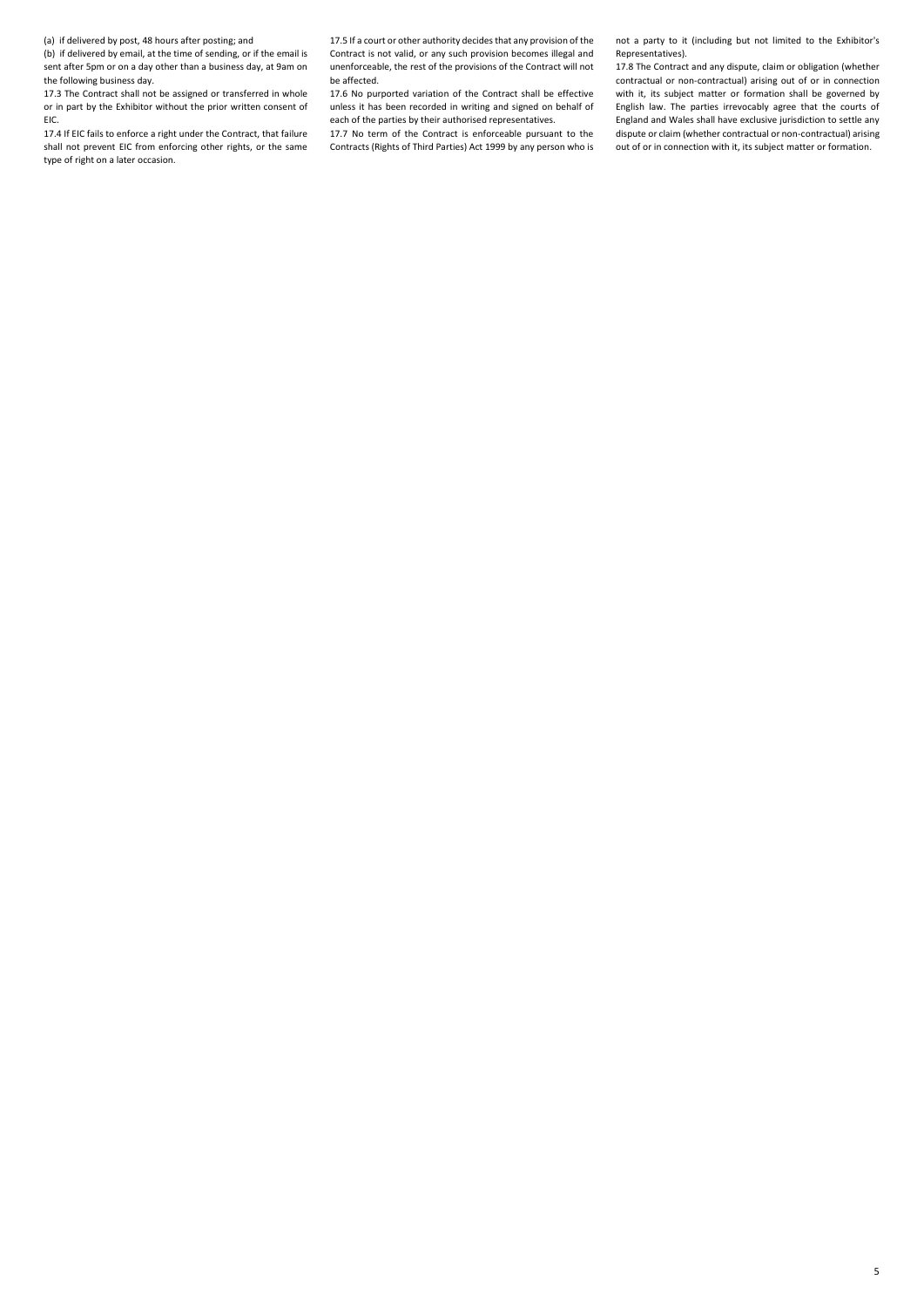(a) if delivered by post, 48 hours after posting; and

(b) if delivered by email, at the time of sending, or if the email is sent after 5pm or on a day other than a business day, at 9am on the following business day.

17.3 The Contract shall not be assigned or transferred in whole or in part by the Exhibitor without the prior written consent of EIC.

17.4 If EIC fails to enforce a right under the Contract, that failure shall not prevent EIC from enforcing other rights, or the same type of right on a later occasion.

17.5 If a court or other authority decides that any provision of the Contract is not valid, or any such provision becomes illegal and unenforceable, the rest of the provisions of the Contract will not be affected.

17.6 No purported variation of the Contract shall be effective unless it has been recorded in writing and signed on behalf of each of the parties by their authorised representatives.

17.7 No term of the Contract is enforceable pursuant to the Contracts (Rights of Third Parties) Act 1999 by any person who is not a party to it (including but not limited to the Exhibitor's Representatives).

17.8 The Contract and any dispute, claim or obligation (whether contractual or non-contractual) arising out of or in connection with it, its subject matter or formation shall be governed by English law. The parties irrevocably agree that the courts of England and Wales shall have exclusive jurisdiction to settle any dispute or claim (whether contractual or non-contractual) arising out of or in connection with it, its subject matter or formation.